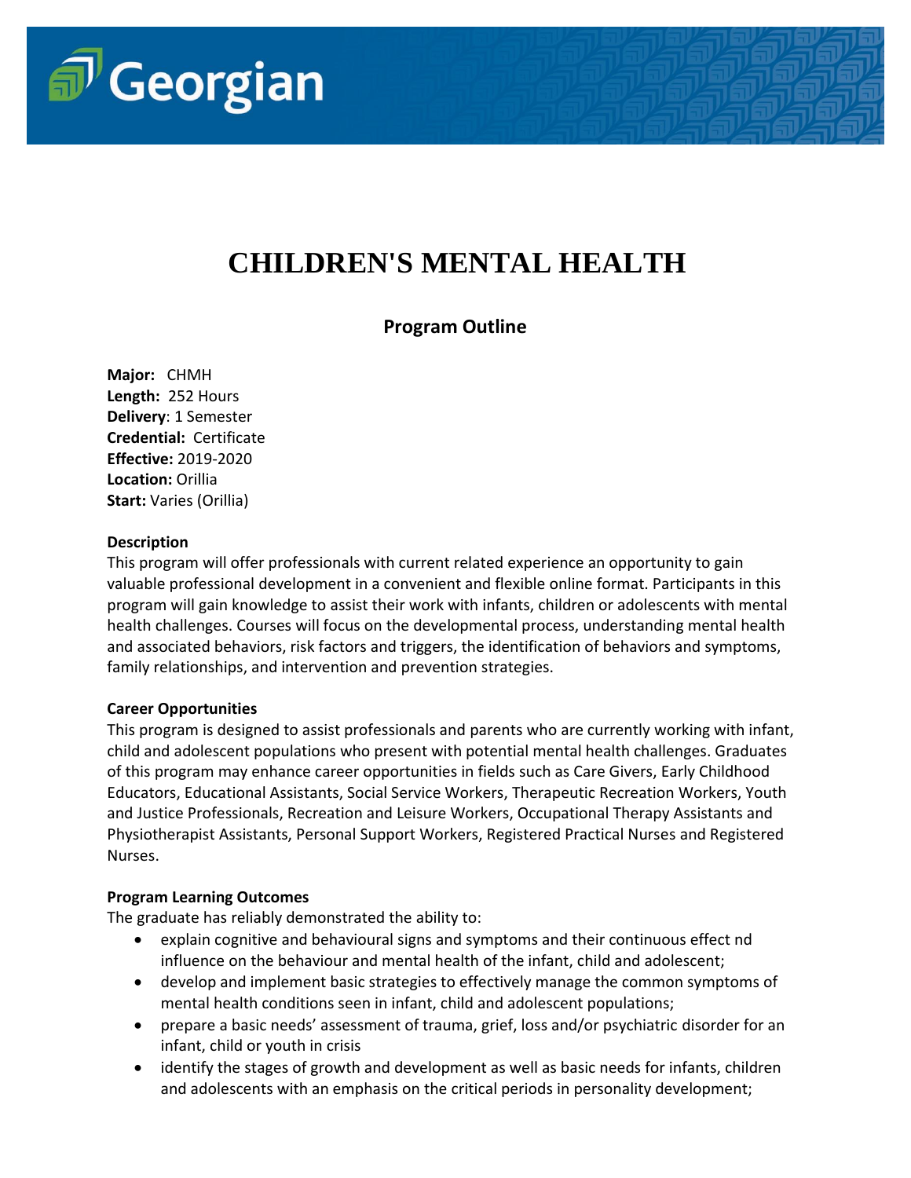Georgian

# CHILDREN'S MENTAL HEALTH

## Program Outline

**Major:** CHMH
**Length:** 252 Hours
**Delivery**: 1 Semester
**Credential:** Certificate
**Effective:** 2019-2020
**Location:** Orillia
**Start:** Varies (Orillia)

**Description**

This program will offer professionals with current related experience an opportunity to gain valuable professional development in a convenient and flexible online format. Participants in this program will gain knowledge to assist their work with infants, children or adolescents with mental health challenges. Courses will focus on the developmental process, understanding mental health and associated behaviors, risk factors and triggers, the identification of behaviors and symptoms, family relationships, and intervention and prevention strategies.

**Career Opportunities**

This program is designed to assist professionals and parents who are currently working with infant, child and adolescent populations who present with potential mental health challenges. Graduates of this program may enhance career opportunities in fields such as Care Givers, Early Childhood Educators, Educational Assistants, Social Service Workers, Therapeutic Recreation Workers, Youth and Justice Professionals, Recreation and Leisure Workers, Occupational Therapy Assistants and Physiotherapist Assistants, Personal Support Workers, Registered Practical Nurses and Registered Nurses.

**Program Learning Outcomes**

The graduate has reliably demonstrated the ability to:

- explain cognitive and behavioural signs and symptoms and their continuous effect nd influence on the behaviour and mental health of the infant, child and adolescent;
- develop and implement basic strategies to effectively manage the common symptoms of mental health conditions seen in infant, child and adolescent populations;
- prepare a basic needs' assessment of trauma, grief, loss and/or psychiatric disorder for an infant, child or youth in crisis
- identify the stages of growth and development as well as basic needs for infants, children and adolescents with an emphasis on the critical periods in personality development;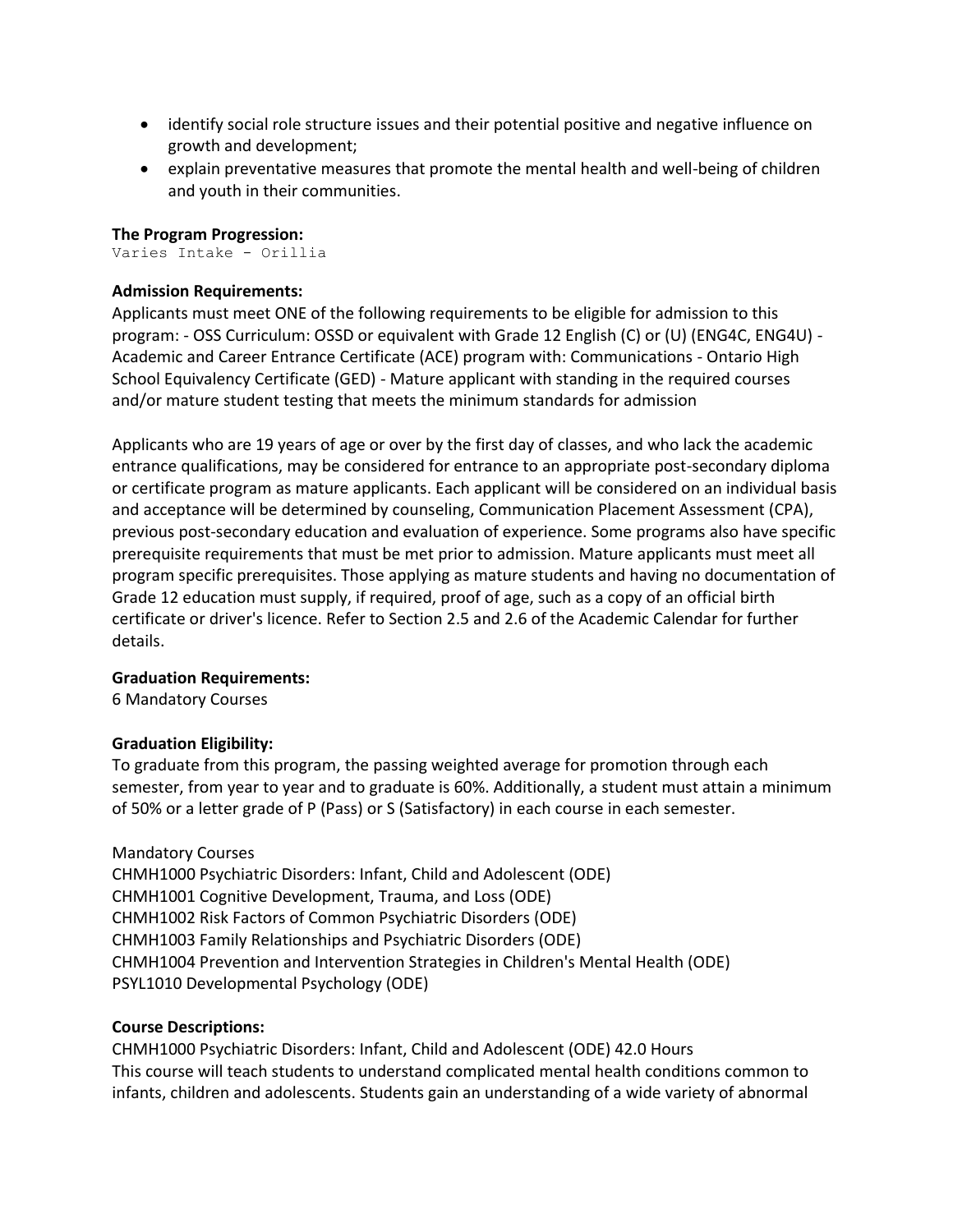- identify social role structure issues and their potential positive and negative influence on growth and development;
- explain preventative measures that promote the mental health and well-being of children and youth in their communities.

**The Program Progression:**

```
Varies Intake - Orillia
```

**Admission Requirements:**

Applicants must meet ONE of the following requirements to be eligible for admission to this program: - OSS Curriculum: OSSD or equivalent with Grade 12 English (C) or (U) (ENG4C, ENG4U) - Academic and Career Entrance Certificate (ACE) program with: Communications - Ontario High School Equivalency Certificate (GED) - Mature applicant with standing in the required courses and/or mature student testing that meets the minimum standards for admission

Applicants who are 19 years of age or over by the first day of classes, and who lack the academic entrance qualifications, may be considered for entrance to an appropriate post-secondary diploma or certificate program as mature applicants. Each applicant will be considered on an individual basis and acceptance will be determined by counseling, Communication Placement Assessment (CPA), previous post-secondary education and evaluation of experience. Some programs also have specific prerequisite requirements that must be met prior to admission. Mature applicants must meet all program specific prerequisites. Those applying as mature students and having no documentation of Grade 12 education must supply, if required, proof of age, such as a copy of an official birth certificate or driver's licence. Refer to Section 2.5 and 2.6 of the Academic Calendar for further details.

**Graduation Requirements:**

6 Mandatory Courses

**Graduation Eligibility:**

To graduate from this program, the passing weighted average for promotion through each semester, from year to year and to graduate is 60%. Additionally, a student must attain a minimum of 50% or a letter grade of P (Pass) or S (Satisfactory) in each course in each semester.

Mandatory Courses

CHMH1000 Psychiatric Disorders: Infant, Child and Adolescent (ODE)
CHMH1001 Cognitive Development, Trauma, and Loss (ODE)
CHMH1002 Risk Factors of Common Psychiatric Disorders (ODE)
CHMH1003 Family Relationships and Psychiatric Disorders (ODE)
CHMH1004 Prevention and Intervention Strategies in Children's Mental Health (ODE)
PSYL1010 Developmental Psychology (ODE)

**Course Descriptions:**

CHMH1000 Psychiatric Disorders: Infant, Child and Adolescent (ODE) 42.0 Hours
This course will teach students to understand complicated mental health conditions common to infants, children and adolescents. Students gain an understanding of a wide variety of abnormal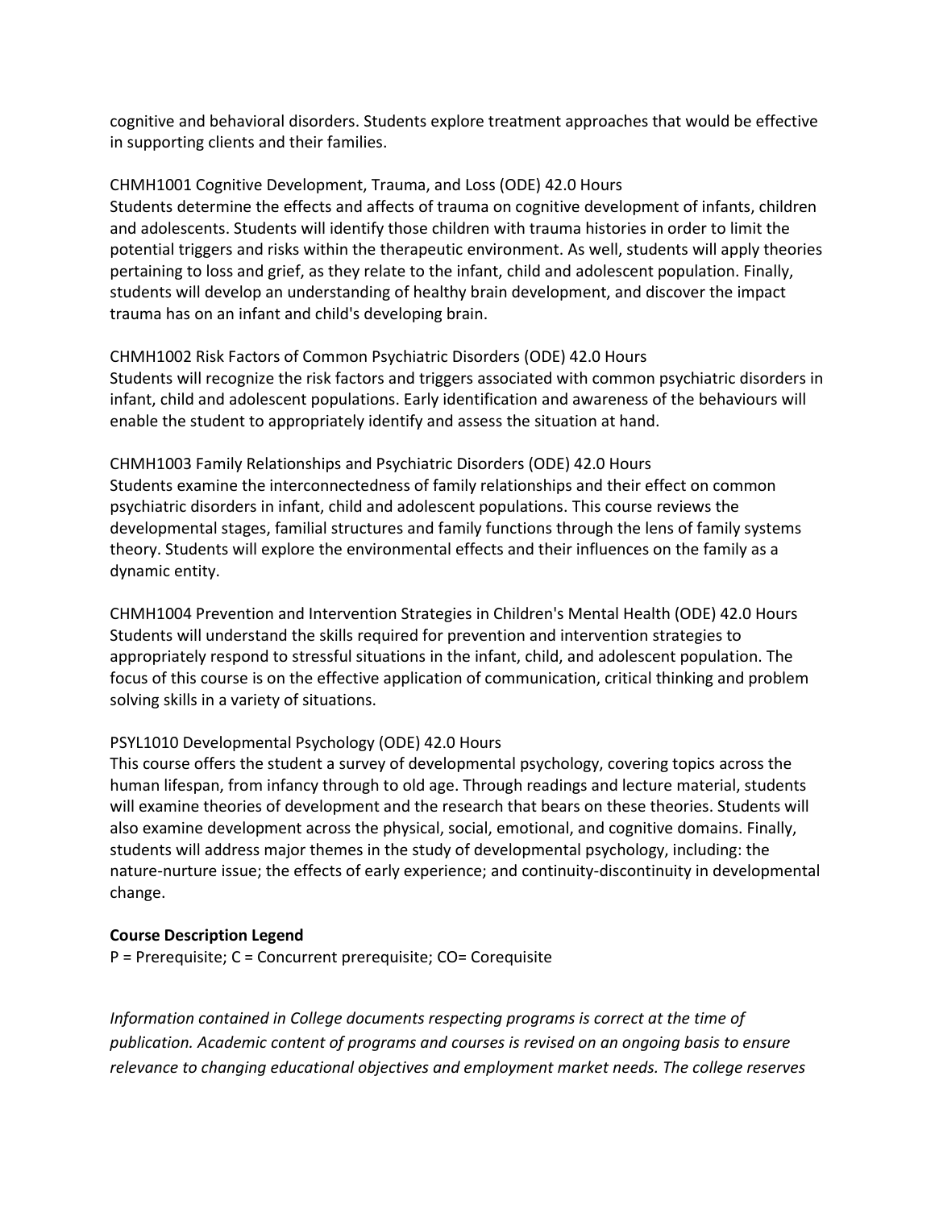cognitive and behavioral disorders. Students explore treatment approaches that would be effective in supporting clients and their families.

CHMH1001 Cognitive Development, Trauma, and Loss (ODE) 42.0 Hours
Students determine the effects and affects of trauma on cognitive development of infants, children and adolescents. Students will identify those children with trauma histories in order to limit the potential triggers and risks within the therapeutic environment. As well, students will apply theories pertaining to loss and grief, as they relate to the infant, child and adolescent population. Finally, students will develop an understanding of healthy brain development, and discover the impact trauma has on an infant and child's developing brain.

CHMH1002 Risk Factors of Common Psychiatric Disorders (ODE) 42.0 Hours
Students will recognize the risk factors and triggers associated with common psychiatric disorders in infant, child and adolescent populations. Early identification and awareness of the behaviours will enable the student to appropriately identify and assess the situation at hand.

CHMH1003 Family Relationships and Psychiatric Disorders (ODE) 42.0 Hours
Students examine the interconnectedness of family relationships and their effect on common psychiatric disorders in infant, child and adolescent populations. This course reviews the developmental stages, familial structures and family functions through the lens of family systems theory. Students will explore the environmental effects and their influences on the family as a dynamic entity.

CHMH1004 Prevention and Intervention Strategies in Children's Mental Health (ODE) 42.0 Hours
Students will understand the skills required for prevention and intervention strategies to appropriately respond to stressful situations in the infant, child, and adolescent population. The focus of this course is on the effective application of communication, critical thinking and problem solving skills in a variety of situations.

PSYL1010 Developmental Psychology (ODE) 42.0 Hours
This course offers the student a survey of developmental psychology, covering topics across the human lifespan, from infancy through to old age. Through readings and lecture material, students will examine theories of development and the research that bears on these theories. Students will also examine development across the physical, social, emotional, and cognitive domains. Finally, students will address major themes in the study of developmental psychology, including: the nature-nurture issue; the effects of early experience; and continuity-discontinuity in developmental change.

**Course Description Legend**

P = Prerequisite; C = Concurrent prerequisite; CO= Corequisite

*Information contained in College documents respecting programs is correct at the time of publication. Academic content of programs and courses is revised on an ongoing basis to ensure relevance to changing educational objectives and employment market needs. The college reserves*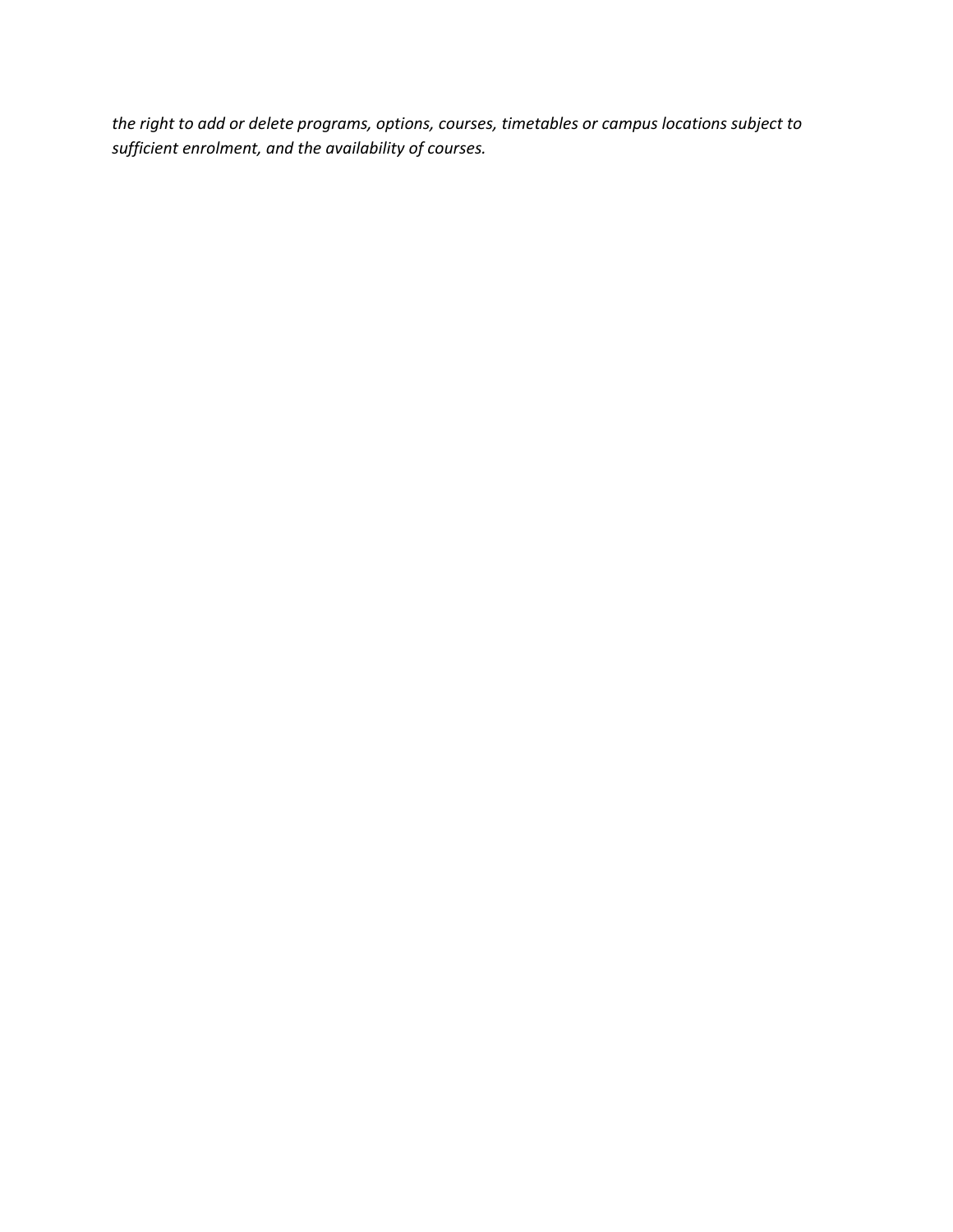*the right to add or delete programs, options, courses, timetables or campus locations subject to sufficient enrolment, and the availability of courses.*